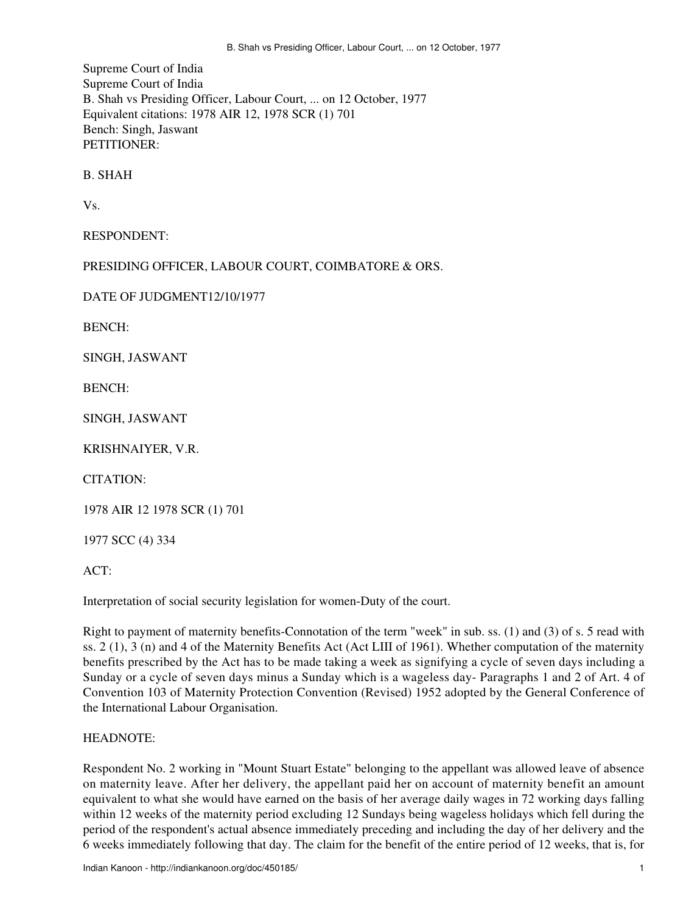Supreme Court of India
Supreme Court of India
B. Shah vs Presiding Officer, Labour Court, ... on 12 October, 1977
Equivalent citations: 1978 AIR 12, 1978 SCR (1) 701
Bench: Singh, Jaswant
PETITIONER:

B. SHAH

Vs.

RESPONDENT:

PRESIDING OFFICER, LABOUR COURT, COIMBATORE & ORS.

DATE OF JUDGMENT12/10/1977

BENCH:

SINGH, JASWANT

BENCH:

SINGH, JASWANT

KRISHNAIYER, V.R.

CITATION:

1978 AIR 12 1978 SCR (1) 701

1977 SCC (4) 334

ACT:

Interpretation of social security legislation for women-Duty of the court.

Right to payment of maternity benefits-Connotation of the term "week" in sub. ss. (1) and (3) of s. 5 read with ss. 2 (1), 3 (n) and 4 of the Maternity Benefits Act (Act LIII of 1961). Whether computation of the maternity benefits prescribed by the Act has to be made taking a week as signifying a cycle of seven days including a Sunday or a cycle of seven days minus a Sunday which is a wageless day- Paragraphs 1 and 2 of Art. 4 of Convention 103 of Maternity Protection Convention (Revised) 1952 adopted by the General Conference of the International Labour Organisation.

HEADNOTE:

Respondent No. 2 working in "Mount Stuart Estate" belonging to the appellant was allowed leave of absence on maternity leave. After her delivery, the appellant paid her on account of maternity benefit an amount equivalent to what she would have earned on the basis of her average daily wages in 72 working days falling within 12 weeks of the maternity period excluding 12 Sundays being wageless holidays which fell during the period of the respondent's actual absence immediately preceding and including the day of her delivery and the 6 weeks immediately following that day. The claim for the benefit of the entire period of 12 weeks, that is, for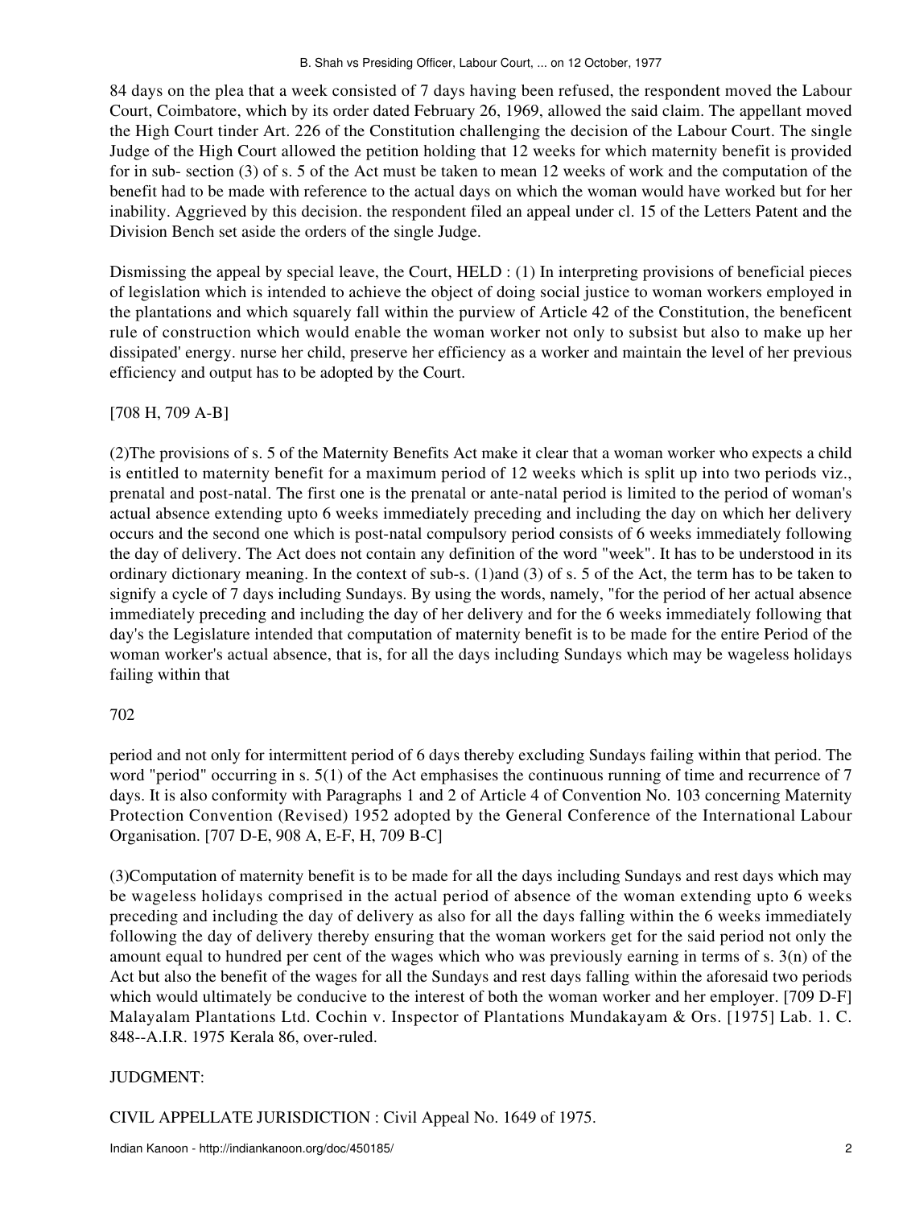84 days on the plea that a week consisted of 7 days having been refused, the respondent moved the Labour Court, Coimbatore, which by its order dated February 26, 1969, allowed the said claim. The appellant moved the High Court tinder Art. 226 of the Constitution challenging the decision of the Labour Court. The single Judge of the High Court allowed the petition holding that 12 weeks for which maternity benefit is provided for in sub- section (3) of s. 5 of the Act must be taken to mean 12 weeks of work and the computation of the benefit had to be made with reference to the actual days on which the woman would have worked but for her inability. Aggrieved by this decision. the respondent filed an appeal under cl. 15 of the Letters Patent and the Division Bench set aside the orders of the single Judge.

Dismissing the appeal by special leave, the Court, HELD : (1) In interpreting provisions of beneficial pieces of legislation which is intended to achieve the object of doing social justice to woman workers employed in the plantations and which squarely fall within the purview of Article 42 of the Constitution, the beneficent rule of construction which would enable the woman worker not only to subsist but also to make up her dissipated' energy. nurse her child, preserve her efficiency as a worker and maintain the level of her previous efficiency and output has to be adopted by the Court.

[708 H, 709 A-B]

(2)The provisions of s. 5 of the Maternity Benefits Act make it clear that a woman worker who expects a child is entitled to maternity benefit for a maximum period of 12 weeks which is split up into two periods viz., prenatal and post-natal. The first one is the prenatal or ante-natal period is limited to the period of woman's actual absence extending upto 6 weeks immediately preceding and including the day on which her delivery occurs and the second one which is post-natal compulsory period consists of 6 weeks immediately following the day of delivery. The Act does not contain any definition of the word "week". It has to be understood in its ordinary dictionary meaning. In the context of sub-s. (1)and (3) of s. 5 of the Act, the term has to be taken to signify a cycle of 7 days including Sundays. By using the words, namely, "for the period of her actual absence immediately preceding and including the day of her delivery and for the 6 weeks immediately following that day's the Legislature intended that computation of maternity benefit is to be made for the entire Period of the woman worker's actual absence, that is, for all the days including Sundays which may be wageless holidays failing within that

702

period and not only for intermittent period of 6 days thereby excluding Sundays failing within that period. The word "period" occurring in s. 5(1) of the Act emphasises the continuous running of time and recurrence of 7 days. It is also conformity with Paragraphs 1 and 2 of Article 4 of Convention No. 103 concerning Maternity Protection Convention (Revised) 1952 adopted by the General Conference of the International Labour Organisation. [707 D-E, 908 A, E-F, H, 709 B-C]

(3)Computation of maternity benefit is to be made for all the days including Sundays and rest days which may be wageless holidays comprised in the actual period of absence of the woman extending upto 6 weeks preceding and including the day of delivery as also for all the days falling within the 6 weeks immediately following the day of delivery thereby ensuring that the woman workers get for the said period not only the amount equal to hundred per cent of the wages which who was previously earning in terms of s. 3(n) of the Act but also the benefit of the wages for all the Sundays and rest days falling within the aforesaid two periods which would ultimately be conducive to the interest of both the woman worker and her employer. [709 D-F] Malayalam Plantations Ltd. Cochin v. Inspector of Plantations Mundakayam & Ors. [1975] Lab. 1. C. 848--A.I.R. 1975 Kerala 86, over-ruled.

JUDGMENT:

CIVIL APPELLATE JURISDICTION : Civil Appeal No. 1649 of 1975.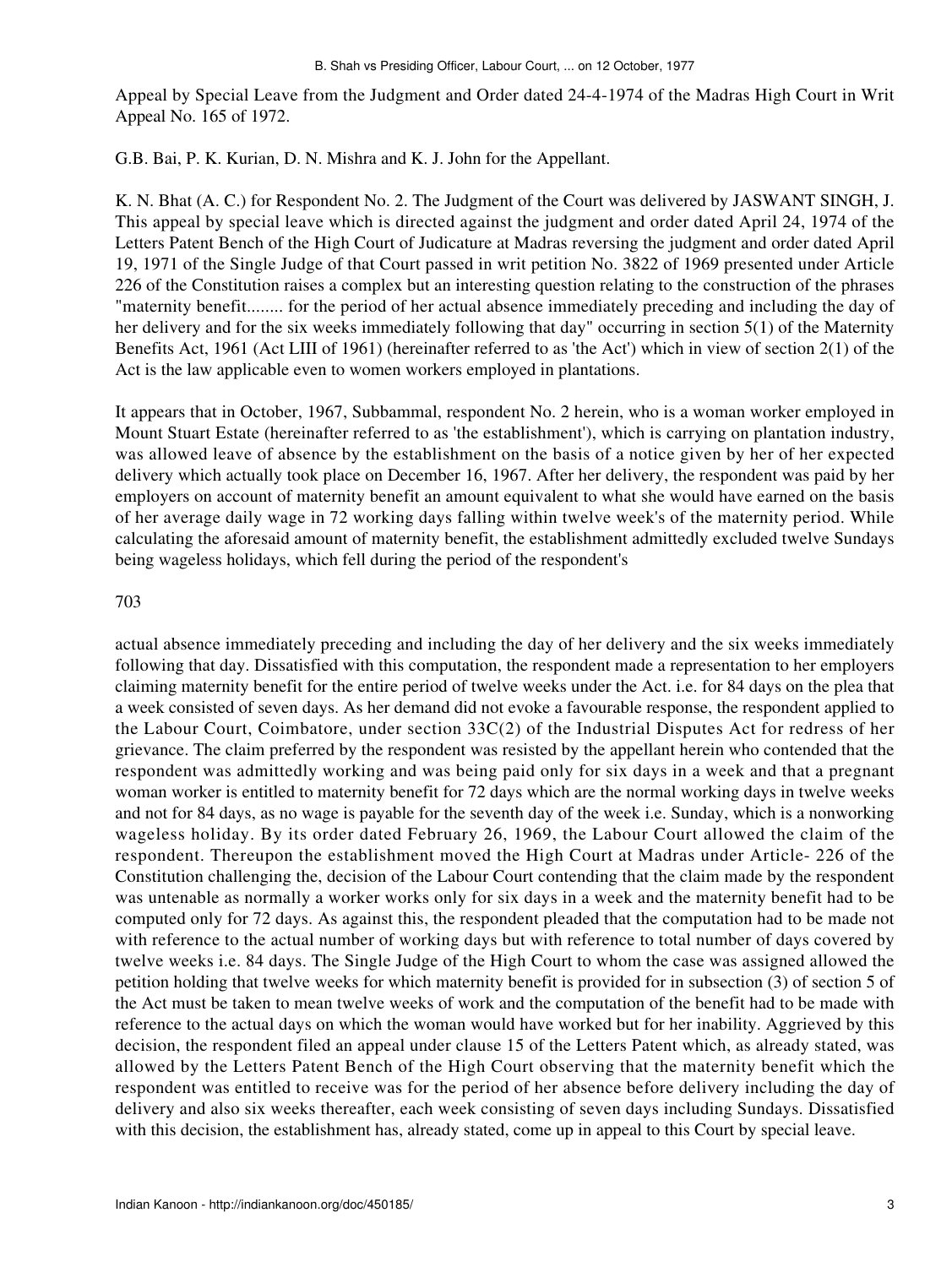Appeal by Special Leave from the Judgment and Order dated 24-4-1974 of the Madras High Court in Writ Appeal No. 165 of 1972.

G.B. Bai, P. K. Kurian, D. N. Mishra and K. J. John for the Appellant.

K. N. Bhat (A. C.) for Respondent No. 2. The Judgment of the Court was delivered by JASWANT SINGH, J. This appeal by special leave which is directed against the judgment and order dated April 24, 1974 of the Letters Patent Bench of the High Court of Judicature at Madras reversing the judgment and order dated April 19, 1971 of the Single Judge of that Court passed in writ petition No. 3822 of 1969 presented under Article 226 of the Constitution raises a complex but an interesting question relating to the construction of the phrases "maternity benefit........ for the period of her actual absence immediately preceding and including the day of her delivery and for the six weeks immediately following that day" occurring in section 5(1) of the Maternity Benefits Act, 1961 (Act LIII of 1961) (hereinafter referred to as 'the Act') which in view of section 2(1) of the Act is the law applicable even to women workers employed in plantations.

It appears that in October, 1967, Subbammal, respondent No. 2 herein, who is a woman worker employed in Mount Stuart Estate (hereinafter referred to as 'the establishment'), which is carrying on plantation industry, was allowed leave of absence by the establishment on the basis of a notice given by her of her expected delivery which actually took place on December 16, 1967. After her delivery, the respondent was paid by her employers on account of maternity benefit an amount equivalent to what she would have earned on the basis of her average daily wage in 72 working days falling within twelve week's of the maternity period. While calculating the aforesaid amount of maternity benefit, the establishment admittedly excluded twelve Sundays being wageless holidays, which fell during the period of the respondent's

703

actual absence immediately preceding and including the day of her delivery and the six weeks immediately following that day. Dissatisfied with this computation, the respondent made a representation to her employers claiming maternity benefit for the entire period of twelve weeks under the Act. i.e. for 84 days on the plea that a week consisted of seven days. As her demand did not evoke a favourable response, the respondent applied to the Labour Court, Coimbatore, under section 33C(2) of the Industrial Disputes Act for redress of her grievance. The claim preferred by the respondent was resisted by the appellant herein who contended that the respondent was admittedly working and was being paid only for six days in a week and that a pregnant woman worker is entitled to maternity benefit for 72 days which are the normal working days in twelve weeks and not for 84 days, as no wage is payable for the seventh day of the week i.e. Sunday, which is a nonworking wageless holiday. By its order dated February 26, 1969, the Labour Court allowed the claim of the respondent. Thereupon the establishment moved the High Court at Madras under Article- 226 of the Constitution challenging the, decision of the Labour Court contending that the claim made by the respondent was untenable as normally a worker works only for six days in a week and the maternity benefit had to be computed only for 72 days. As against this, the respondent pleaded that the computation had to be made not with reference to the actual number of working days but with reference to total number of days covered by twelve weeks i.e. 84 days. The Single Judge of the High Court to whom the case was assigned allowed the petition holding that twelve weeks for which maternity benefit is provided for in subsection (3) of section 5 of the Act must be taken to mean twelve weeks of work and the computation of the benefit had to be made with reference to the actual days on which the woman would have worked but for her inability. Aggrieved by this decision, the respondent filed an appeal under clause 15 of the Letters Patent which, as already stated, was allowed by the Letters Patent Bench of the High Court observing that the maternity benefit which the respondent was entitled to receive was for the period of her absence before delivery including the day of delivery and also six weeks thereafter, each week consisting of seven days including Sundays. Dissatisfied with this decision, the establishment has, already stated, come up in appeal to this Court by special leave.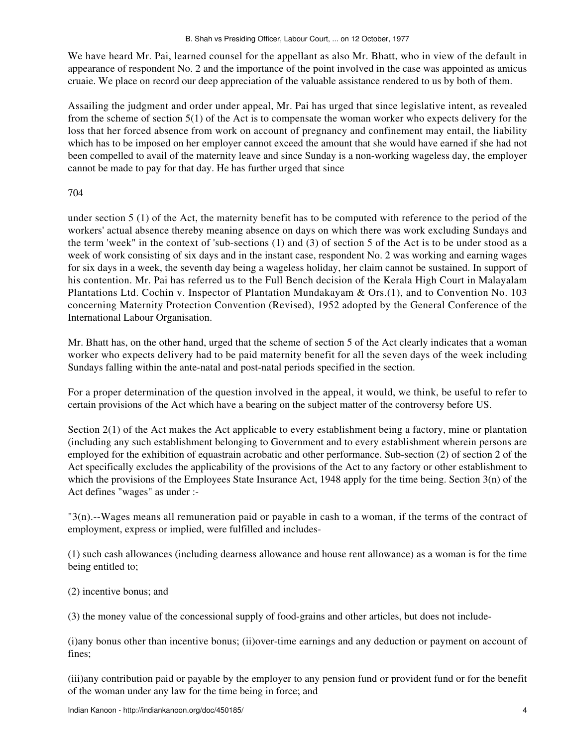We have heard Mr. Pai, learned counsel for the appellant as also Mr. Bhatt, who in view of the default in appearance of respondent No. 2 and the importance of the point involved in the case was appointed as amicus cruaie. We place on record our deep appreciation of the valuable assistance rendered to us by both of them.

Assailing the judgment and order under appeal, Mr. Pai has urged that since legislative intent, as revealed from the scheme of section 5(1) of the Act is to compensate the woman worker who expects delivery for the loss that her forced absence from work on account of pregnancy and confinement may entail, the liability which has to be imposed on her employer cannot exceed the amount that she would have earned if she had not been compelled to avail of the maternity leave and since Sunday is a non-working wageless day, the employer cannot be made to pay for that day. He has further urged that since

704

under section 5 (1) of the Act, the maternity benefit has to be computed with reference to the period of the workers' actual absence thereby meaning absence on days on which there was work excluding Sundays and the term 'week" in the context of 'sub-sections (1) and (3) of section 5 of the Act is to be under stood as a week of work consisting of six days and in the instant case, respondent No. 2 was working and earning wages for six days in a week, the seventh day being a wageless holiday, her claim cannot be sustained. In support of his contention. Mr. Pai has referred us to the Full Bench decision of the Kerala High Court in Malayalam Plantations Ltd. Cochin v. Inspector of Plantation Mundakayam & Ors.(1), and to Convention No. 103 concerning Maternity Protection Convention (Revised), 1952 adopted by the General Conference of the International Labour Organisation.

Mr. Bhatt has, on the other hand, urged that the scheme of section 5 of the Act clearly indicates that a woman worker who expects delivery had to be paid maternity benefit for all the seven days of the week including Sundays falling within the ante-natal and post-natal periods specified in the section.

For a proper determination of the question involved in the appeal, it would, we think, be useful to refer to certain provisions of the Act which have a bearing on the subject matter of the controversy before US.

Section 2(1) of the Act makes the Act applicable to every establishment being a factory, mine or plantation (including any such establishment belonging to Government and to every establishment wherein persons are employed for the exhibition of equastrain acrobatic and other performance. Sub-section (2) of section 2 of the Act specifically excludes the applicability of the provisions of the Act to any factory or other establishment to which the provisions of the Employees State Insurance Act, 1948 apply for the time being. Section 3(n) of the Act defines "wages" as under :-

"3(n).--Wages means all remuneration paid or payable in cash to a woman, if the terms of the contract of employment, express or implied, were fulfilled and includes-

(1) such cash allowances (including dearness allowance and house rent allowance) as a woman is for the time being entitled to;

(2) incentive bonus; and

(3) the money value of the concessional supply of food-grains and other articles, but does not include-

(i)any bonus other than incentive bonus; (ii)over-time earnings and any deduction or payment on account of fines;

(iii)any contribution paid or payable by the employer to any pension fund or provident fund or for the benefit of the woman under any law for the time being in force; and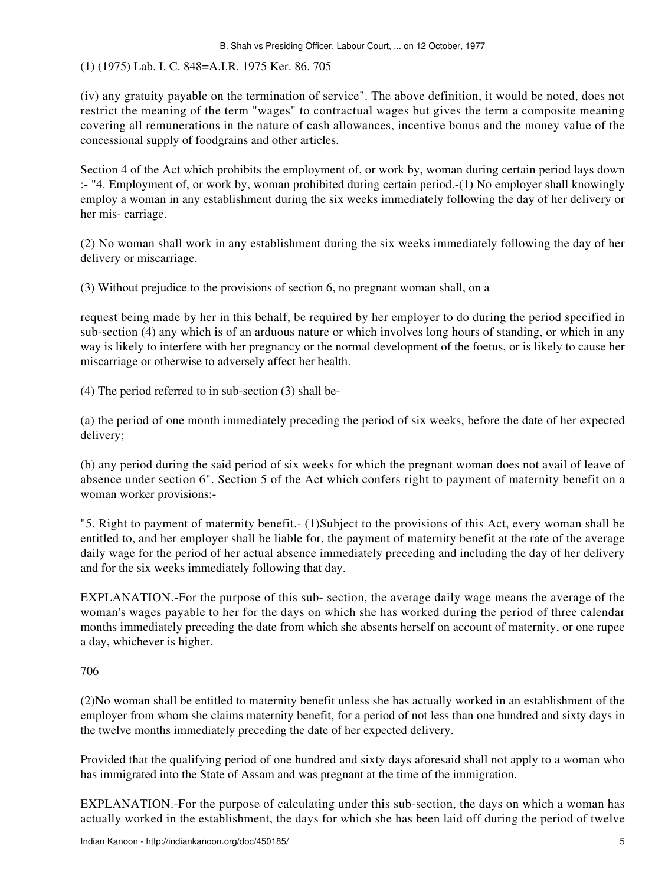(1) (1975) Lab. I. C. 848=A.I.R. 1975 Ker. 86. 705

(iv) any gratuity payable on the termination of service". The above definition, it would be noted, does not restrict the meaning of the term "wages" to contractual wages but gives the term a composite meaning covering all remunerations in the nature of cash allowances, incentive bonus and the money value of the concessional supply of foodgrains and other articles.

Section 4 of the Act which prohibits the employment of, or work by, woman during certain period lays down :- "4. Employment of, or work by, woman prohibited during certain period.-(1) No employer shall knowingly employ a woman in any establishment during the six weeks immediately following the day of her delivery or her mis- carriage.

(2) No woman shall work in any establishment during the six weeks immediately following the day of her delivery or miscarriage.

(3) Without prejudice to the provisions of section 6, no pregnant woman shall, on a

request being made by her in this behalf, be required by her employer to do during the period specified in sub-section (4) any which is of an arduous nature or which involves long hours of standing, or which in any way is likely to interfere with her pregnancy or the normal development of the foetus, or is likely to cause her miscarriage or otherwise to adversely affect her health.

(4) The period referred to in sub-section (3) shall be-

(a) the period of one month immediately preceding the period of six weeks, before the date of her expected delivery;

(b) any period during the said period of six weeks for which the pregnant woman does not avail of leave of absence under section 6". Section 5 of the Act which confers right to payment of maternity benefit on a woman worker provisions:-

"5. Right to payment of maternity benefit.- (1)Subject to the provisions of this Act, every woman shall be entitled to, and her employer shall be liable for, the payment of maternity benefit at the rate of the average daily wage for the period of her actual absence immediately preceding and including the day of her delivery and for the six weeks immediately following that day.

EXPLANATION.-For the purpose of this sub- section, the average daily wage means the average of the woman's wages payable to her for the days on which she has worked during the period of three calendar months immediately preceding the date from which she absents herself on account of maternity, or one rupee a day, whichever is higher.

706

(2)No woman shall be entitled to maternity benefit unless she has actually worked in an establishment of the employer from whom she claims maternity benefit, for a period of not less than one hundred and sixty days in the twelve months immediately preceding the date of her expected delivery.

Provided that the qualifying period of one hundred and sixty days aforesaid shall not apply to a woman who has immigrated into the State of Assam and was pregnant at the time of the immigration.

EXPLANATION.-For the purpose of calculating under this sub-section, the days on which a woman has actually worked in the establishment, the days for which she has been laid off during the period of twelve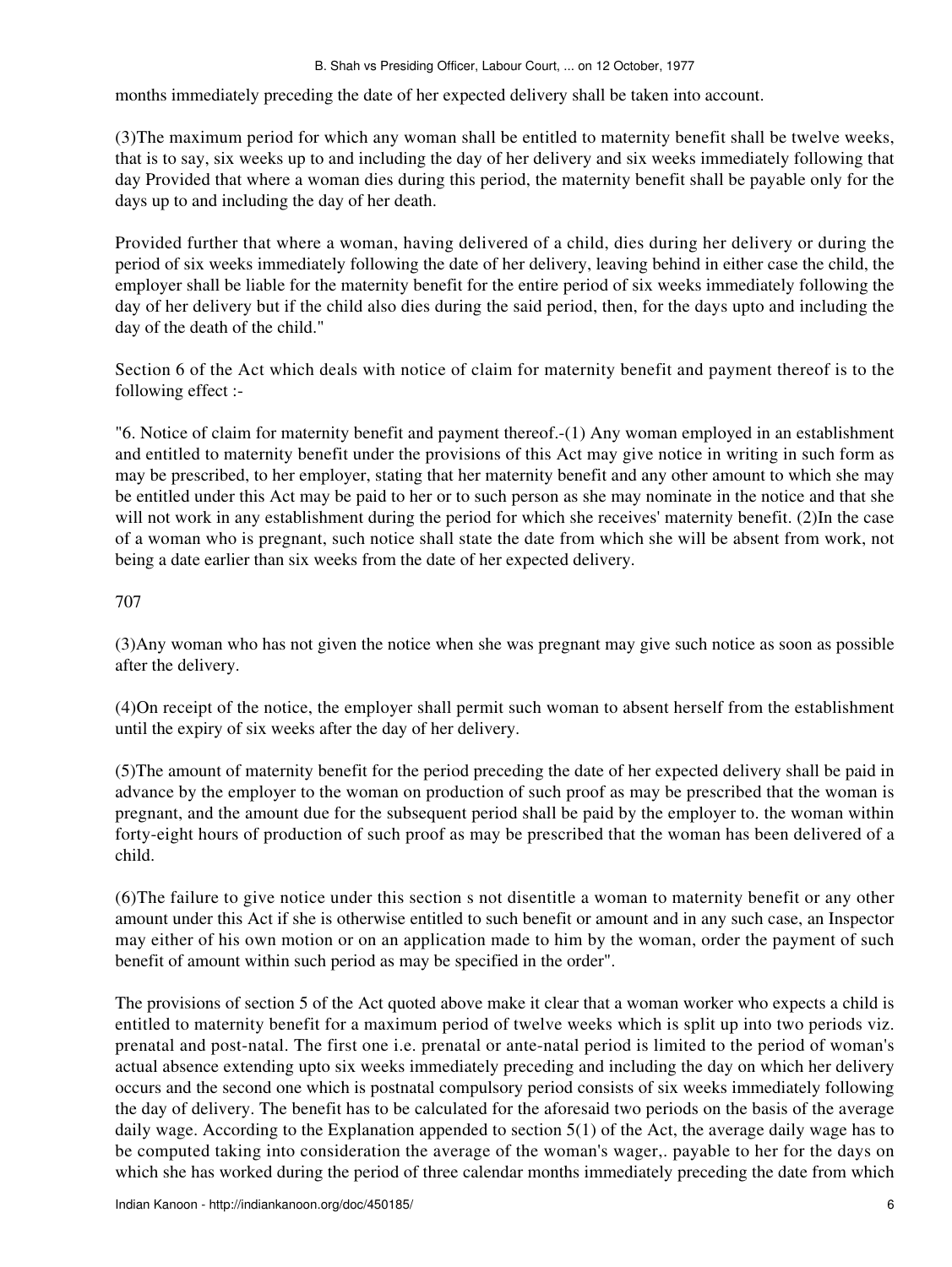months immediately preceding the date of her expected delivery shall be taken into account.

(3)The maximum period for which any woman shall be entitled to maternity benefit shall be twelve weeks, that is to say, six weeks up to and including the day of her delivery and six weeks immediately following that day Provided that where a woman dies during this period, the maternity benefit shall be payable only for the days up to and including the day of her death.

Provided further that where a woman, having delivered of a child, dies during her delivery or during the period of six weeks immediately following the date of her delivery, leaving behind in either case the child, the employer shall be liable for the maternity benefit for the entire period of six weeks immediately following the day of her delivery but if the child also dies during the said period, then, for the days upto and including the day of the death of the child."

Section 6 of the Act which deals with notice of claim for maternity benefit and payment thereof is to the following effect :-

"6. Notice of claim for maternity benefit and payment thereof.-(1) Any woman employed in an establishment and entitled to maternity benefit under the provisions of this Act may give notice in writing in such form as may be prescribed, to her employer, stating that her maternity benefit and any other amount to which she may be entitled under this Act may be paid to her or to such person as she may nominate in the notice and that she will not work in any establishment during the period for which she receives' maternity benefit. (2)In the case of a woman who is pregnant, such notice shall state the date from which she will be absent from work, not being a date earlier than six weeks from the date of her expected delivery.

707

(3)Any woman who has not given the notice when she was pregnant may give such notice as soon as possible after the delivery.

(4)On receipt of the notice, the employer shall permit such woman to absent herself from the establishment until the expiry of six weeks after the day of her delivery.

(5)The amount of maternity benefit for the period preceding the date of her expected delivery shall be paid in advance by the employer to the woman on production of such proof as may be prescribed that the woman is pregnant, and the amount due for the subsequent period shall be paid by the employer to. the woman within forty-eight hours of production of such proof as may be prescribed that the woman has been delivered of a child.

(6)The failure to give notice under this section s not disentitle a woman to maternity benefit or any other amount under this Act if she is otherwise entitled to such benefit or amount and in any such case, an Inspector may either of his own motion or on an application made to him by the woman, order the payment of such benefit of amount within such period as may be specified in the order".

The provisions of section 5 of the Act quoted above make it clear that a woman worker who expects a child is entitled to maternity benefit for a maximum period of twelve weeks which is split up into two periods viz. prenatal and post-natal. The first one i.e. prenatal or ante-natal period is limited to the period of woman's actual absence extending upto six weeks immediately preceding and including the day on which her delivery occurs and the second one which is postnatal compulsory period consists of six weeks immediately following the day of delivery. The benefit has to be calculated for the aforesaid two periods on the basis of the average daily wage. According to the Explanation appended to section 5(1) of the Act, the average daily wage has to be computed taking into consideration the average of the woman's wager,. payable to her for the days on which she has worked during the period of three calendar months immediately preceding the date from which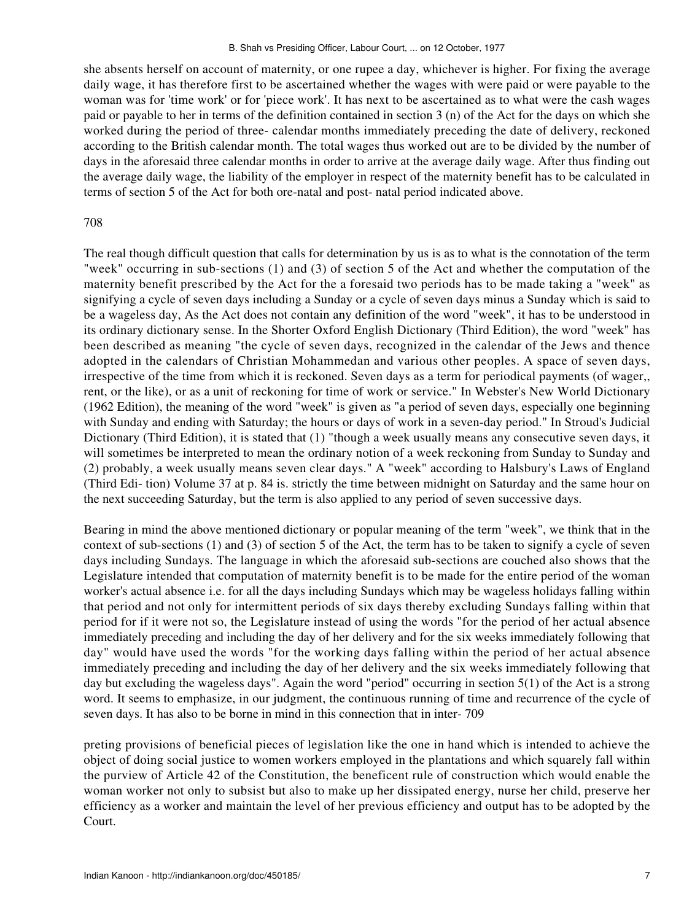she absents herself on account of maternity, or one rupee a day, whichever is higher. For fixing the average daily wage, it has therefore first to be ascertained whether the wages with were paid or were payable to the woman was for 'time work' or for 'piece work'. It has next to be ascertained as to what were the cash wages paid or payable to her in terms of the definition contained in section 3 (n) of the Act for the days on which she worked during the period of three- calendar months immediately preceding the date of delivery, reckoned according to the British calendar month. The total wages thus worked out are to be divided by the number of days in the aforesaid three calendar months in order to arrive at the average daily wage. After thus finding out the average daily wage, the liability of the employer in respect of the maternity benefit has to be calculated in terms of section 5 of the Act for both ore-natal and post- natal period indicated above.

708

The real though difficult question that calls for determination by us is as to what is the connotation of the term "week" occurring in sub-sections (1) and (3) of section 5 of the Act and whether the computation of the maternity benefit prescribed by the Act for the a foresaid two periods has to be made taking a "week" as signifying a cycle of seven days including a Sunday or a cycle of seven days minus a Sunday which is said to be a wageless day, As the Act does not contain any definition of the word "week", it has to be understood in its ordinary dictionary sense. In the Shorter Oxford English Dictionary (Third Edition), the word "week" has been described as meaning "the cycle of seven days, recognized in the calendar of the Jews and thence adopted in the calendars of Christian Mohammedan and various other peoples. A space of seven days, irrespective of the time from which it is reckoned. Seven days as a term for periodical payments (of wager,, rent, or the like), or as a unit of reckoning for time of work or service." In Webster's New World Dictionary (1962 Edition), the meaning of the word "week" is given as "a period of seven days, especially one beginning with Sunday and ending with Saturday; the hours or days of work in a seven-day period." In Stroud's Judicial Dictionary (Third Edition), it is stated that (1) "though a week usually means any consecutive seven days, it will sometimes be interpreted to mean the ordinary notion of a week reckoning from Sunday to Sunday and (2) probably, a week usually means seven clear days." A "week" according to Halsbury's Laws of England (Third Edi- tion) Volume 37 at p. 84 is. strictly the time between midnight on Saturday and the same hour on the next succeeding Saturday, but the term is also applied to any period of seven successive days.

Bearing in mind the above mentioned dictionary or popular meaning of the term "week", we think that in the context of sub-sections (1) and (3) of section 5 of the Act, the term has to be taken to signify a cycle of seven days including Sundays. The language in which the aforesaid sub-sections are couched also shows that the Legislature intended that computation of maternity benefit is to be made for the entire period of the woman worker's actual absence i.e. for all the days including Sundays which may be wageless holidays falling within that period and not only for intermittent periods of six days thereby excluding Sundays falling within that period for if it were not so, the Legislature instead of using the words "for the period of her actual absence immediately preceding and including the day of her delivery and for the six weeks immediately following that day" would have used the words "for the working days falling within the period of her actual absence immediately preceding and including the day of her delivery and the six weeks immediately following that day but excluding the wageless days". Again the word "period" occurring in section 5(1) of the Act is a strong word. It seems to emphasize, in our judgment, the continuous running of time and recurrence of the cycle of seven days. It has also to be borne in mind in this connection that in inter- 709

preting provisions of beneficial pieces of legislation like the one in hand which is intended to achieve the object of doing social justice to women workers employed in the plantations and which squarely fall within the purview of Article 42 of the Constitution, the beneficent rule of construction which would enable the woman worker not only to subsist but also to make up her dissipated energy, nurse her child, preserve her efficiency as a worker and maintain the level of her previous efficiency and output has to be adopted by the Court.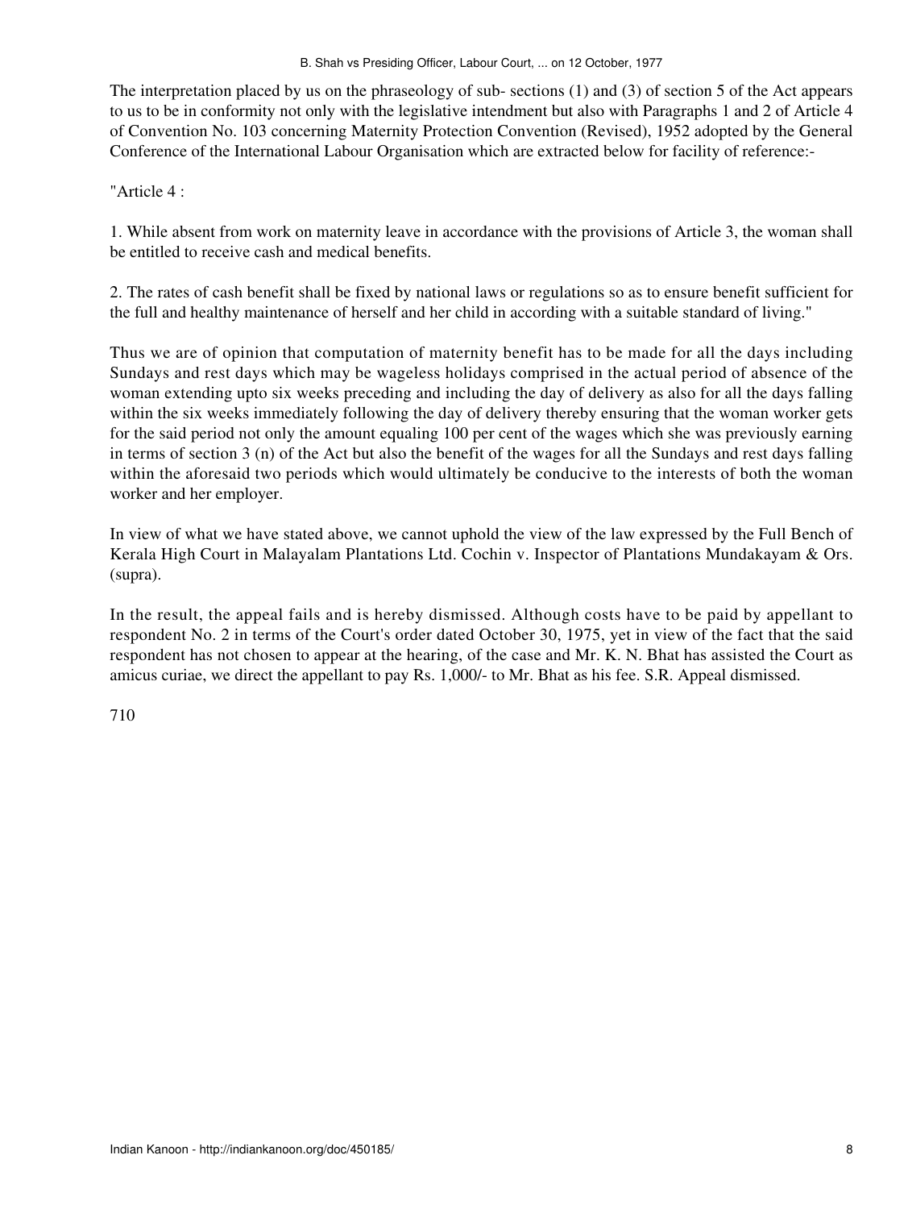The interpretation placed by us on the phraseology of sub- sections (1) and (3) of section 5 of the Act appears to us to be in conformity not only with the legislative intendment but also with Paragraphs 1 and 2 of Article 4 of Convention No. 103 concerning Maternity Protection Convention (Revised), 1952 adopted by the General Conference of the International Labour Organisation which are extracted below for facility of reference:-

"Article 4 :

1. While absent from work on maternity leave in accordance with the provisions of Article 3, the woman shall be entitled to receive cash and medical benefits.

2. The rates of cash benefit shall be fixed by national laws or regulations so as to ensure benefit sufficient for the full and healthy maintenance of herself and her child in according with a suitable standard of living."

Thus we are of opinion that computation of maternity benefit has to be made for all the days including Sundays and rest days which may be wageless holidays comprised in the actual period of absence of the woman extending upto six weeks preceding and including the day of delivery as also for all the days falling within the six weeks immediately following the day of delivery thereby ensuring that the woman worker gets for the said period not only the amount equaling 100 per cent of the wages which she was previously earning in terms of section 3 (n) of the Act but also the benefit of the wages for all the Sundays and rest days falling within the aforesaid two periods which would ultimately be conducive to the interests of both the woman worker and her employer.

In view of what we have stated above, we cannot uphold the view of the law expressed by the Full Bench of Kerala High Court in Malayalam Plantations Ltd. Cochin v. Inspector of Plantations Mundakayam & Ors. (supra).

In the result, the appeal fails and is hereby dismissed. Although costs have to be paid by appellant to respondent No. 2 in terms of the Court's order dated October 30, 1975, yet in view of the fact that the said respondent has not chosen to appear at the hearing, of the case and Mr. K. N. Bhat has assisted the Court as amicus curiae, we direct the appellant to pay Rs. 1,000/- to Mr. Bhat as his fee. S.R. Appeal dismissed.

710